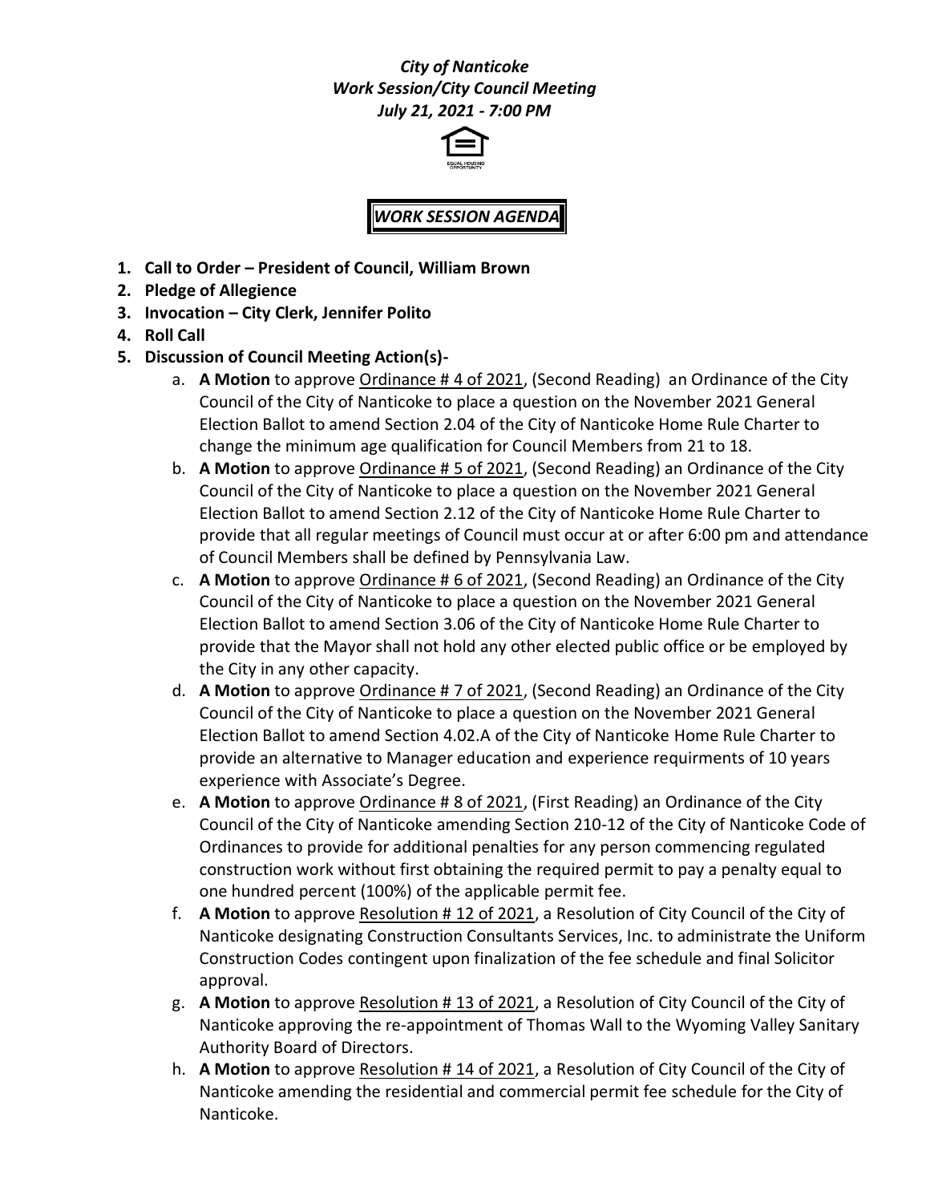***City of Nanticoke***
***Work Session/City Council Meeting***
***July 21, 2021 - 7:00 PM***

## ***WORK SESSION AGENDA***

1. **Call to Order – President of Council, William Brown**
2. **Pledge of Allegience**
3. **Invocation – City Clerk, Jennifer Polito**
4. **Roll Call**
5. **Discussion of Council Meeting Action(s)-**
   a. **A Motion** to approve Ordinance # 4 of 2021, (Second Reading) an Ordinance of the City Council of the City of Nanticoke to place a question on the November 2021 General Election Ballot to amend Section 2.04 of the City of Nanticoke Home Rule Charter to change the minimum age qualification for Council Members from 21 to 18.
   b. **A Motion** to approve Ordinance # 5 of 2021, (Second Reading) an Ordinance of the City Council of the City of Nanticoke to place a question on the November 2021 General Election Ballot to amend Section 2.12 of the City of Nanticoke Home Rule Charter to provide that all regular meetings of Council must occur at or after 6:00 pm and attendance of Council Members shall be defined by Pennsylvania Law.
   c. **A Motion** to approve Ordinance # 6 of 2021, (Second Reading) an Ordinance of the City Council of the City of Nanticoke to place a question on the November 2021 General Election Ballot to amend Section 3.06 of the City of Nanticoke Home Rule Charter to provide that the Mayor shall not hold any other elected public office or be employed by the City in any other capacity.
   d. **A Motion** to approve Ordinance # 7 of 2021, (Second Reading) an Ordinance of the City Council of the City of Nanticoke to place a question on the November 2021 General Election Ballot to amend Section 4.02.A of the City of Nanticoke Home Rule Charter to provide an alternative to Manager education and experience requirments of 10 years experience with Associate's Degree.
   e. **A Motion** to approve Ordinance # 8 of 2021, (First Reading) an Ordinance of the City Council of the City of Nanticoke amending Section 210-12 of the City of Nanticoke Code of Ordinances to provide for additional penalties for any person commencing regulated construction work without first obtaining the required permit to pay a penalty equal to one hundred percent (100%) of the applicable permit fee.
   f. **A Motion** to approve Resolution # 12 of 2021, a Resolution of City Council of the City of Nanticoke designating Construction Consultants Services, Inc. to administrate the Uniform Construction Codes contingent upon finalization of the fee schedule and final Solicitor approval.
   g. **A Motion** to approve Resolution # 13 of 2021, a Resolution of City Council of the City of Nanticoke approving the re-appointment of Thomas Wall to the Wyoming Valley Sanitary Authority Board of Directors.
   h. **A Motion** to approve Resolution # 14 of 2021, a Resolution of City Council of the City of Nanticoke amending the residential and commercial permit fee schedule for the City of Nanticoke.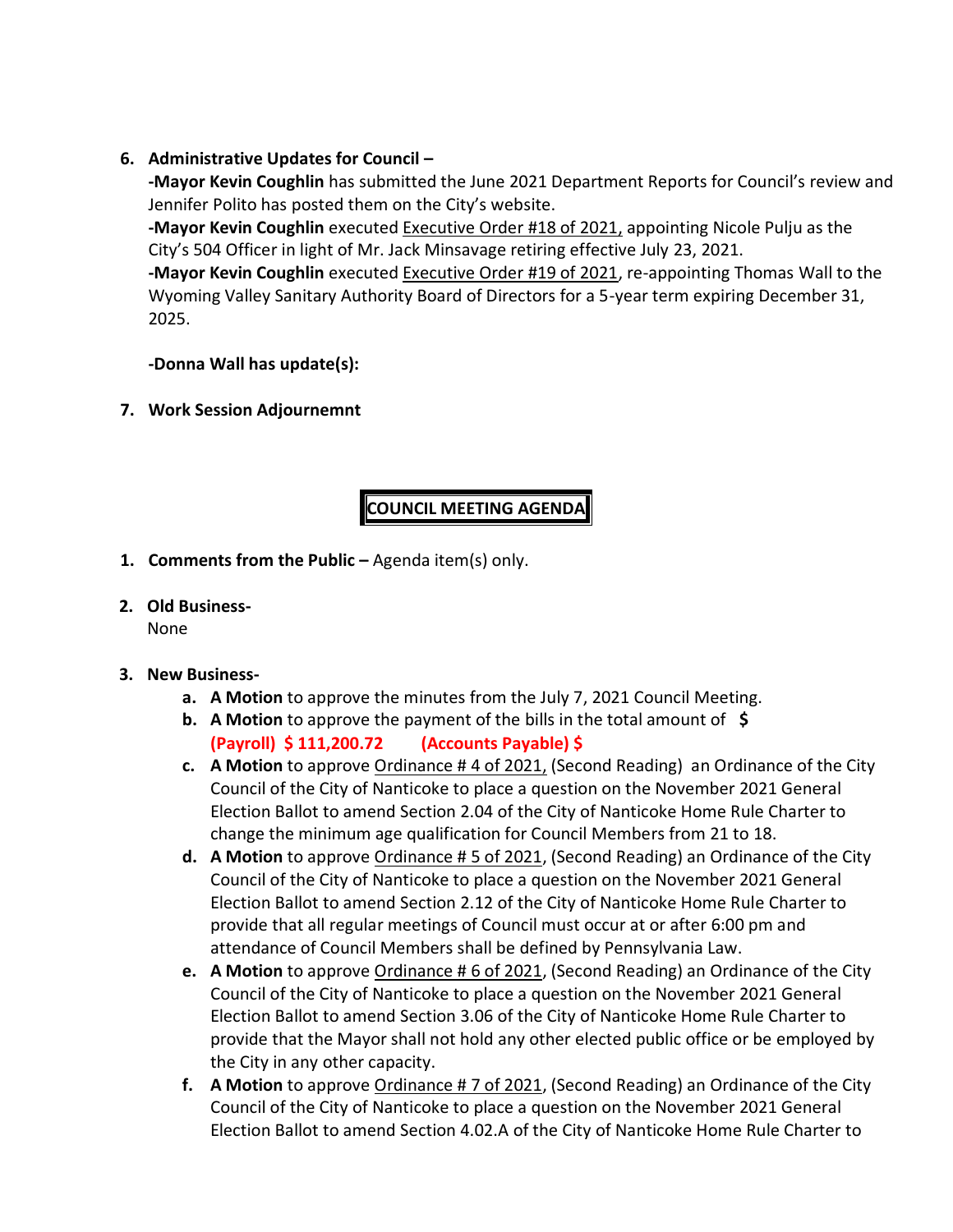6. **Administrative Updates for Council –**

   **-Mayor Kevin Coughlin** has submitted the June 2021 Department Reports for Council's review and Jennifer Polito has posted them on the City's website.

   **-Mayor Kevin Coughlin** executed Executive Order #18 of 2021, appointing Nicole Pulju as the City's 504 Officer in light of Mr. Jack Minsavage retiring effective July 23, 2021.

   **-Mayor Kevin Coughlin** executed Executive Order #19 of 2021, re-appointing Thomas Wall to the Wyoming Valley Sanitary Authority Board of Directors for a 5-year term expiring December 31, 2025.

   **-Donna Wall has update(s):**

7. **Work Session Adjournemnt**

## COUNCIL MEETING AGENDA

1. **Comments from the Public –** Agenda item(s) only.

2. **Old Business-**

   None

3. **New Business-**

   a. **A Motion** to approve the minutes from the July 7, 2021 Council Meeting.

   b. **A Motion** to approve the payment of the bills in the total amount of **$**
   **(Payroll) $ 111,200.72 (Accounts Payable) $**

   c. **A Motion** to approve Ordinance # 4 of 2021, (Second Reading) an Ordinance of the City Council of the City of Nanticoke to place a question on the November 2021 General Election Ballot to amend Section 2.04 of the City of Nanticoke Home Rule Charter to change the minimum age qualification for Council Members from 21 to 18.

   d. **A Motion** to approve Ordinance # 5 of 2021, (Second Reading) an Ordinance of the City Council of the City of Nanticoke to place a question on the November 2021 General Election Ballot to amend Section 2.12 of the City of Nanticoke Home Rule Charter to provide that all regular meetings of Council must occur at or after 6:00 pm and attendance of Council Members shall be defined by Pennsylvania Law.

   e. **A Motion** to approve Ordinance # 6 of 2021, (Second Reading) an Ordinance of the City Council of the City of Nanticoke to place a question on the November 2021 General Election Ballot to amend Section 3.06 of the City of Nanticoke Home Rule Charter to provide that the Mayor shall not hold any other elected public office or be employed by the City in any other capacity.

   f. **A Motion** to approve Ordinance # 7 of 2021, (Second Reading) an Ordinance of the City Council of the City of Nanticoke to place a question on the November 2021 General Election Ballot to amend Section 4.02.A of the City of Nanticoke Home Rule Charter to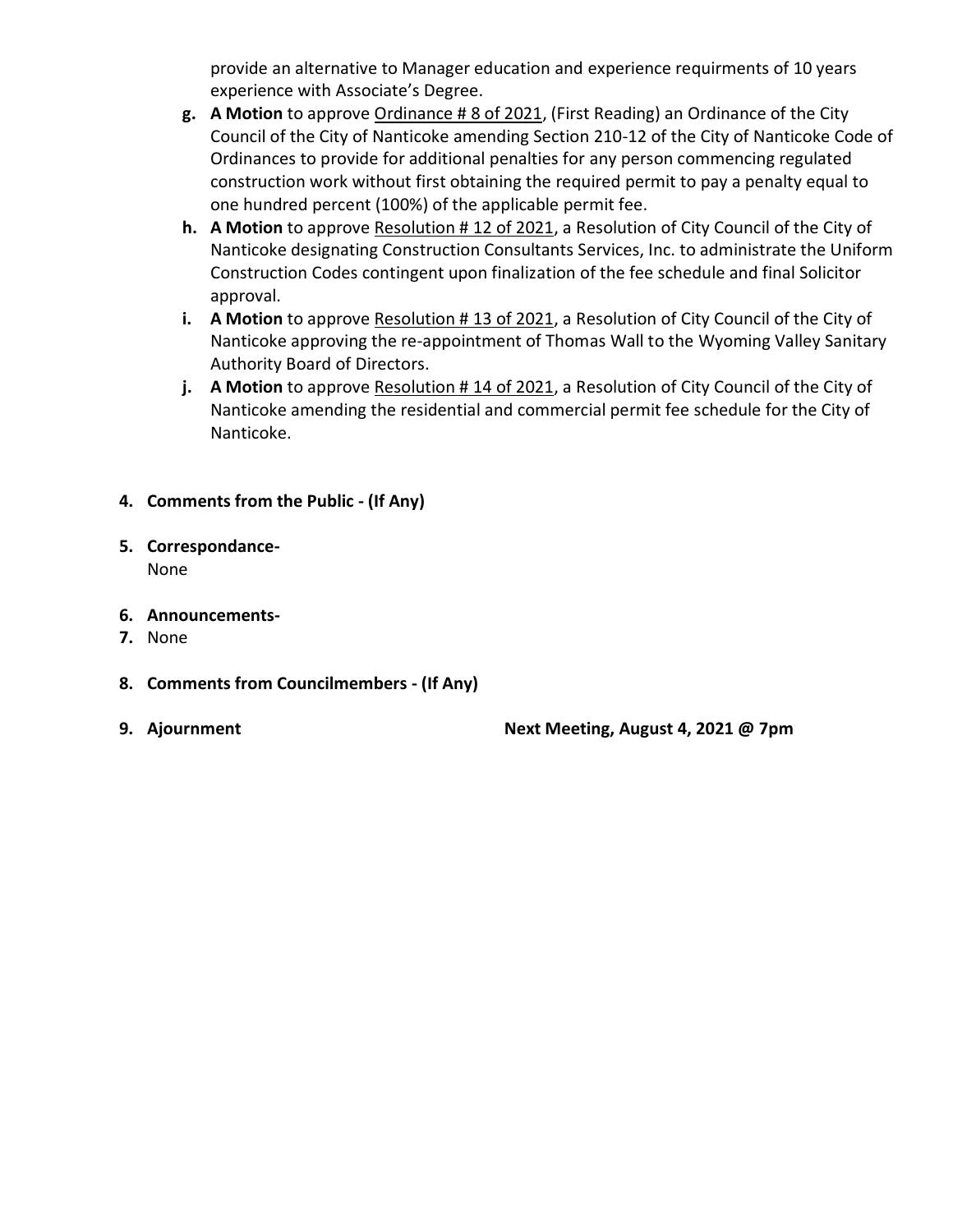provide an alternative to Manager education and experience requirments of 10 years experience with Associate's Degree.

g. **A Motion** to approve Ordinance # 8 of 2021, (First Reading) an Ordinance of the City Council of the City of Nanticoke amending Section 210-12 of the City of Nanticoke Code of Ordinances to provide for additional penalties for any person commencing regulated construction work without first obtaining the required permit to pay a penalty equal to one hundred percent (100%) of the applicable permit fee.

h. **A Motion** to approve Resolution # 12 of 2021, a Resolution of City Council of the City of Nanticoke designating Construction Consultants Services, Inc. to administrate the Uniform Construction Codes contingent upon finalization of the fee schedule and final Solicitor approval.

i. **A Motion** to approve Resolution # 13 of 2021, a Resolution of City Council of the City of Nanticoke approving the re-appointment of Thomas Wall to the Wyoming Valley Sanitary Authority Board of Directors.

j. **A Motion** to approve Resolution # 14 of 2021, a Resolution of City Council of the City of Nanticoke amending the residential and commercial permit fee schedule for the City of Nanticoke.

4. **Comments from the Public - (If Any)**

5. **Correspondance-**
   None

6. **Announcements-**

7. None

8. **Comments from Councilmembers - (If Any)**

9. **Ajournment** **Next Meeting, August 4, 2021 @ 7pm**